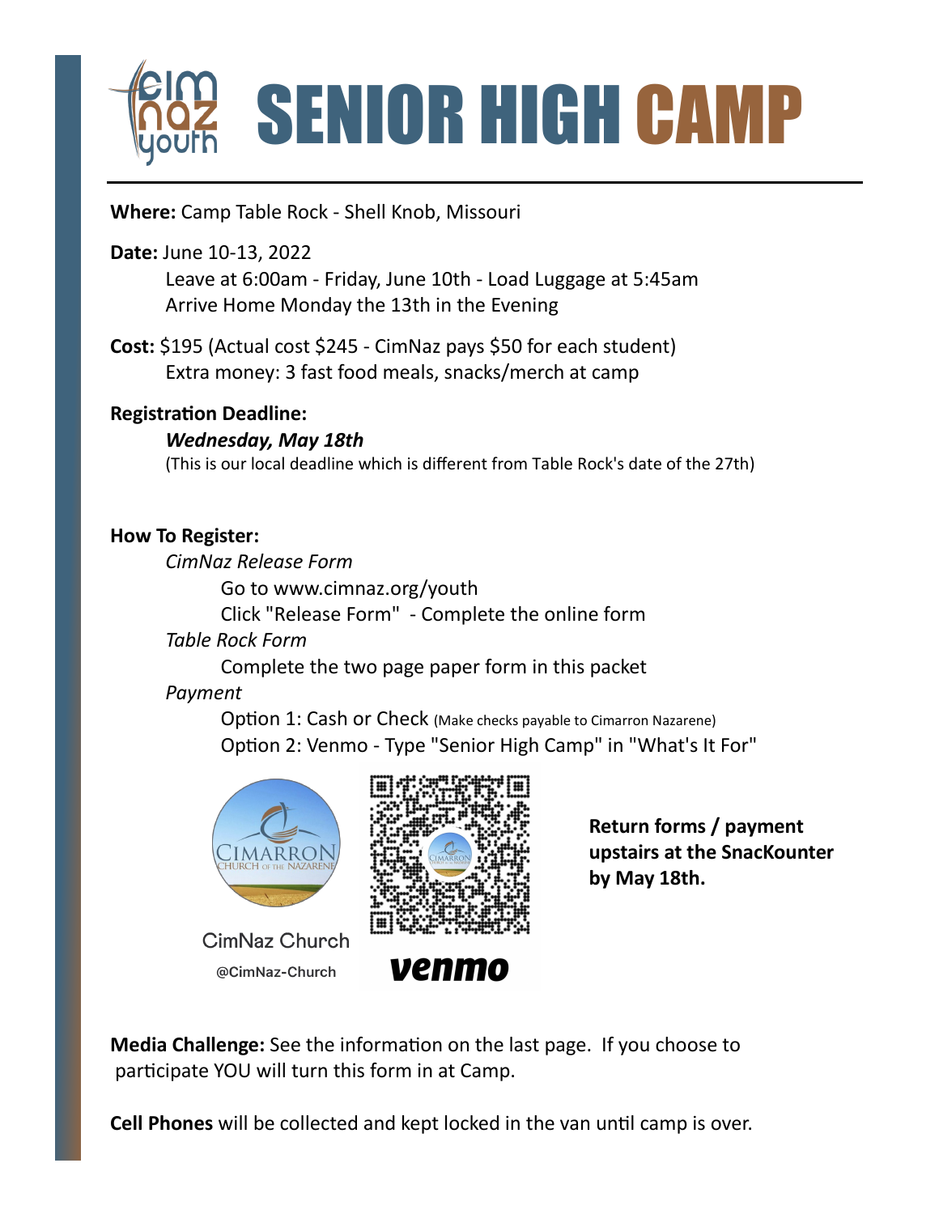# SENIOR HIGH CAMP

**Where:** Camp Table Rock - Shell Knob, Missouri

**Date:** June 10-13, 2022

Leave at 6:00am - Friday, June 10th - Load Luggage at 5:45am
Arrive Home Monday the 13th in the Evening

**Cost:** $195 (Actual cost $245 - CimNaz pays $50 for each student)

Extra money: 3 fast food meals, snacks/merch at camp

**Registration Deadline:**

***Wednesday, May 18th***

(This is our local deadline which is different from Table Rock's date of the 27th)

**How To Register:**

*CimNaz Release Form*

Go to www.cimnaz.org/youth
Click "Release Form" - Complete the online form

*Table Rock Form*

Complete the two page paper form in this packet

*Payment*

Option 1: Cash or Check (Make checks payable to Cimarron Nazarene)
Option 2: Venmo - Type "Senior High Camp" in "What's It For"

CimNaz Church
@CimNaz-Church

venmo

**Return forms / payment upstairs at the SnacKounter by May 18th.**

**Media Challenge:** See the information on the last page. If you choose to participate YOU will turn this form in at Camp.

**Cell Phones** will be collected and kept locked in the van until camp is over.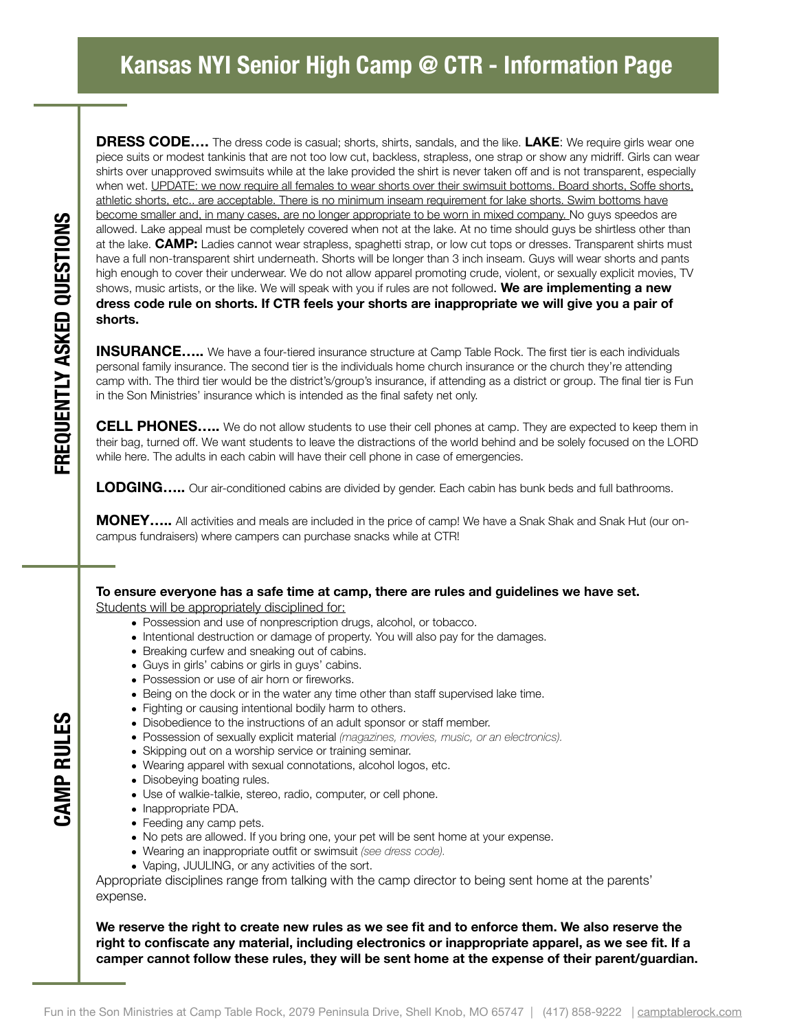# Kansas NYI Senior High Camp @ CTR - Information Page

## FREQUENTLY ASKED QUESTIONS

**DRESS CODE….** The dress code is casual; shorts, shirts, sandals, and the like. **LAKE**: We require girls wear one piece suits or modest tankinis that are not too low cut, backless, strapless, one strap or show any midriff. Girls can wear shirts over unapproved swimsuits while at the lake provided the shirt is never taken off and is not transparent, especially when wet. UPDATE: we now require all females to wear shorts over their swimsuit bottoms. Board shorts, Soffe shorts, athletic shorts, etc.. are acceptable. There is no minimum inseam requirement for lake shorts. Swim bottoms have become smaller and, in many cases, are no longer appropriate to be worn in mixed company. No guys speedos are allowed. Lake appeal must be completely covered when not at the lake. At no time should guys be shirtless other than at the lake. **CAMP:** Ladies cannot wear strapless, spaghetti strap, or low cut tops or dresses. Transparent shirts must have a full non-transparent shirt underneath. Shorts will be longer than 3 inch inseam. Guys will wear shorts and pants high enough to cover their underwear. We do not allow apparel promoting crude, violent, or sexually explicit movies, TV shows, music artists, or the like. We will speak with you if rules are not followed**. We are implementing a new dress code rule on shorts. If CTR feels your shorts are inappropriate we will give you a pair of shorts.**

**INSURANCE…..** We have a four-tiered insurance structure at Camp Table Rock. The first tier is each individuals personal family insurance. The second tier is the individuals home church insurance or the church they're attending camp with. The third tier would be the district's/group's insurance, if attending as a district or group. The final tier is Fun in the Son Ministries' insurance which is intended as the final safety net only.

**CELL PHONES…..** We do not allow students to use their cell phones at camp. They are expected to keep them in their bag, turned off. We want students to leave the distractions of the world behind and be solely focused on the LORD while here. The adults in each cabin will have their cell phone in case of emergencies.

**LODGING…..** Our air-conditioned cabins are divided by gender. Each cabin has bunk beds and full bathrooms.

**MONEY…..** All activities and meals are included in the price of camp! We have a Snak Shak and Snak Hut (our on-campus fundraisers) where campers can purchase snacks while at CTR!

## CAMP RULES

**To ensure everyone has a safe time at camp, there are rules and guidelines we have set.**
Students will be appropriately disciplined for:

- Possession and use of nonprescription drugs, alcohol, or tobacco.
- Intentional destruction or damage of property. You will also pay for the damages.
- Breaking curfew and sneaking out of cabins.
- Guys in girls' cabins or girls in guys' cabins.
- Possession or use of air horn or fireworks.
- Being on the dock or in the water any time other than staff supervised lake time.
- Fighting or causing intentional bodily harm to others.
- Disobedience to the instructions of an adult sponsor or staff member.
- Possession of sexually explicit material *(magazines, movies, music, or an electronics).*
- Skipping out on a worship service or training seminar.
- Wearing apparel with sexual connotations, alcohol logos, etc.
- Disobeying boating rules.
- Use of walkie-talkie, stereo, radio, computer, or cell phone.
- Inappropriate PDA.
- Feeding any camp pets.
- No pets are allowed. If you bring one, your pet will be sent home at your expense.
- Wearing an inappropriate outfit or swimsuit *(see dress code).*
- Vaping, JUULING, or any activities of the sort.

Appropriate disciplines range from talking with the camp director to being sent home at the parents' expense.

**We reserve the right to create new rules as we see fit and to enforce them. We also reserve the right to confiscate any material, including electronics or inappropriate apparel, as we see fit. If a camper cannot follow these rules, they will be sent home at the expense of their parent/guardian.**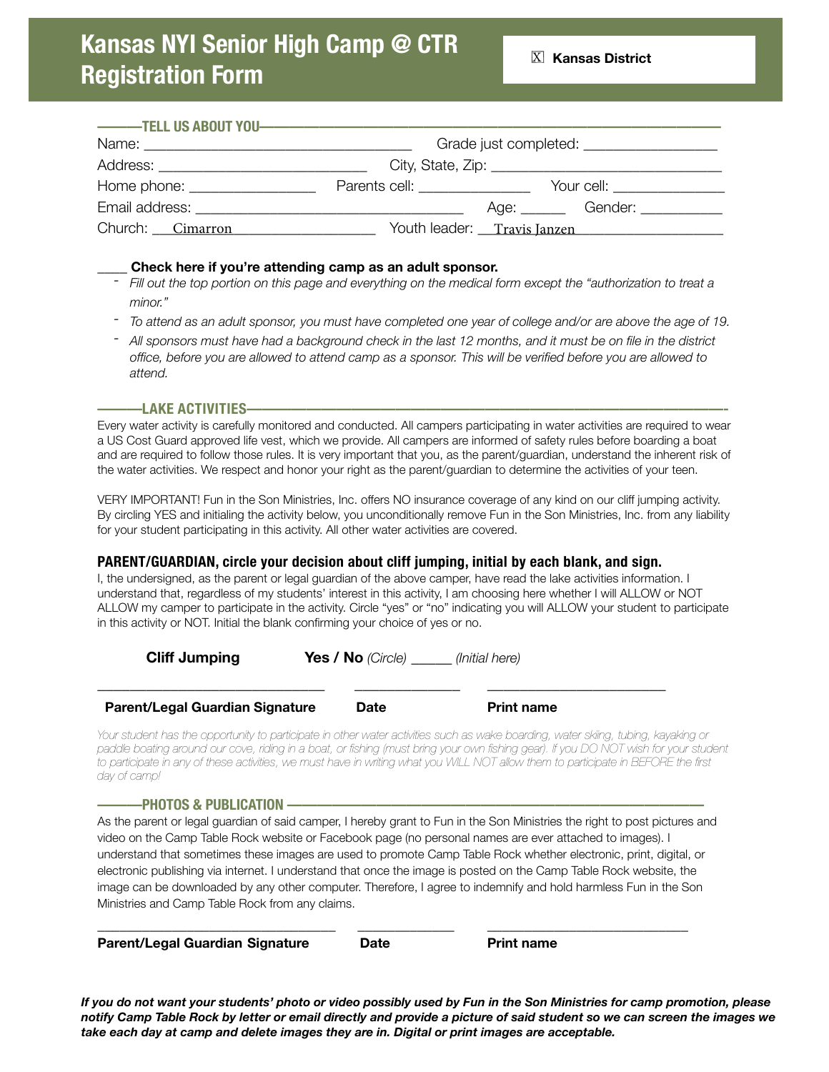# Kansas NYI Senior High Camp @ CTR Registration Form

☒ **Kansas District**

## TELL US ABOUT YOU

Name: ______________________________ Grade just completed: ________________

Address: ________________________ City, State, Zip: ___________________________

Home phone: ______________ Parents cell: _____________ Your cell: _____________

Email address: ______________________________ Age: _____ Gender: __________

Church: Cimarron Youth leader: Travis Janzen

____ **Check here if you're attending camp as an adult sponsor.**

- *Fill out the top portion on this page and everything on the medical form except the "authorization to treat a minor."*
- *To attend as an adult sponsor, you must have completed one year of college and/or are above the age of 19.*
- *All sponsors must have had a background check in the last 12 months, and it must be on file in the district office, before you are allowed to attend camp as a sponsor. This will be verified before you are allowed to attend.*

## LAKE ACTIVITIES

Every water activity is carefully monitored and conducted. All campers participating in water activities are required to wear a US Cost Guard approved life vest, which we provide. All campers are informed of safety rules before boarding a boat and are required to follow those rules. It is very important that you, as the parent/guardian, understand the inherent risk of the water activities. We respect and honor your right as the parent/guardian to determine the activities of your teen.

VERY IMPORTANT! Fun in the Son Ministries, Inc. offers NO insurance coverage of any kind on our cliff jumping activity. By circling YES and initialing the activity below, you unconditionally remove Fun in the Son Ministries, Inc. from any liability for your student participating in this activity. All other water activities are covered.

### PARENT/GUARDIAN, circle your decision about cliff jumping, initial by each blank, and sign.

I, the undersigned, as the parent or legal guardian of the above camper, have read the lake activities information. I understand that, regardless of my students' interest in this activity, I am choosing here whether I will ALLOW or NOT ALLOW my camper to participate in the activity. Circle "yes" or "no" indicating you will ALLOW your student to participate in this activity or NOT. Initial the blank confirming your choice of yes or no.

**Cliff Jumping** **Yes / No** *(Circle)* _____ *(Initial here)*

_____________________________ ______________ _______________________

**Parent/Legal Guardian Signature** **Date** **Print name**

*Your student has the opportunity to participate in other water activities such as wake boarding, water skiing, tubing, kayaking or paddle boating around our cove, riding in a boat, or fishing (must bring your own fishing gear). If you DO NOT wish for your student to participate in any of these activities, we must have in writing what you WILL NOT allow them to participate in BEFORE the first day of camp!*

## PHOTOS & PUBLICATION

As the parent or legal guardian of said camper, I hereby grant to Fun in the Son Ministries the right to post pictures and video on the Camp Table Rock website or Facebook page (no personal names are ever attached to images). I understand that sometimes these images are used to promote Camp Table Rock whether electronic, print, digital, or electronic publishing via internet. I understand that once the image is posted on the Camp Table Rock website, the image can be downloaded by any other computer. Therefore, I agree to indemnify and hold harmless Fun in the Son Ministries and Camp Table Rock from any claims.

_____________________________ ______________ _______________________

**Parent/Legal Guardian Signature** **Date** **Print name**

***If you do not want your students' photo or video possibly used by Fun in the Son Ministries for camp promotion, please notify Camp Table Rock by letter or email directly and provide a picture of said student so we can screen the images we take each day at camp and delete images they are in. Digital or print images are acceptable.***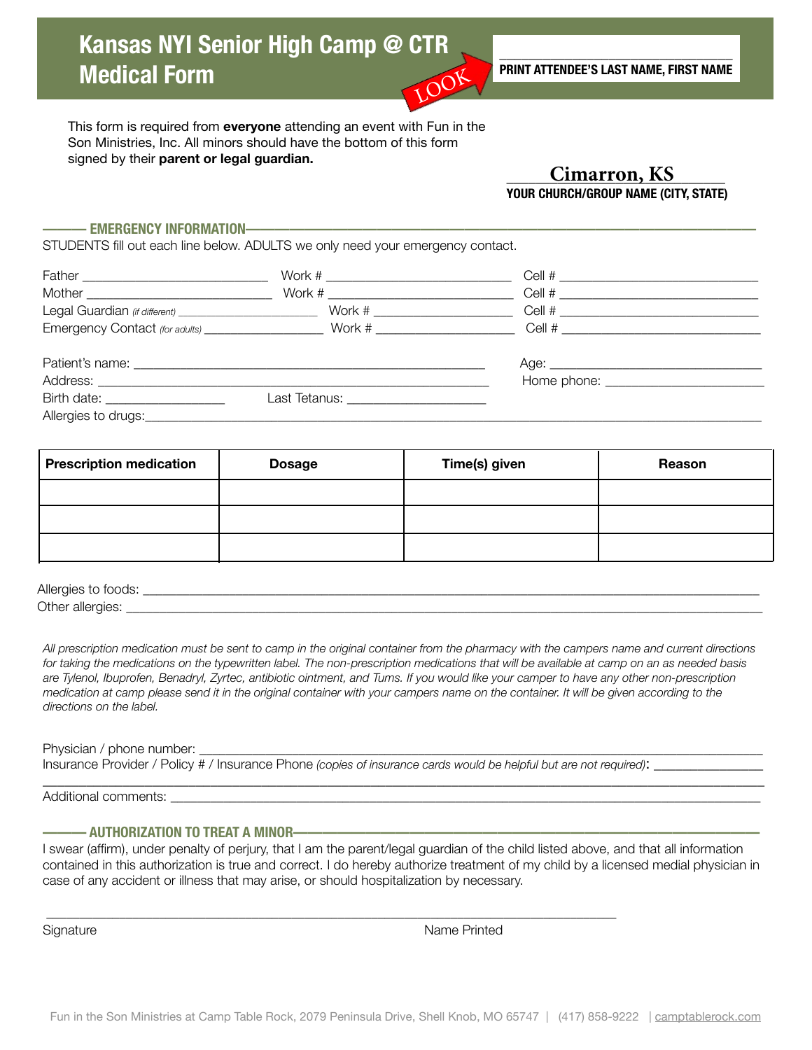# Kansas NYI Senior High Camp @ CTR Medical Form

LOOK

______________________________
**PRINT ATTENDEE'S LAST NAME, FIRST NAME**

This form is required from **everyone** attending an event with Fun in the Son Ministries, Inc. All minors should have the bottom of this form signed by their **parent or legal guardian.**

Cimarron, KS
**YOUR CHURCH/GROUP NAME (CITY, STATE)**

## EMERGENCY INFORMATION

STUDENTS fill out each line below. ADULTS we only need your emergency contact.

Father ________________________ Work # ________________________ Cell # ________________________

Mother ________________________ Work # ________________________ Cell # ________________________

Legal Guardian *(if different)* ____________________ Work # ____________________ Cell # ________________________

Emergency Contact *(for adults)* ________________ Work # ____________________ Cell # ________________________

Patient's name: ______________________________________________ Age: ____________________________

Address: ____________________________________________________ Home phone: ______________________

Birth date: ________________ Last Tetanus: ____________________

Allergies to drugs:______________________________________________________________________________

| Prescription medication | Dosage | Time(s) given | Reason |
| --- | --- | --- | --- |
| | | | |
| | | | |
| | | | |

Allergies to foods: ______________________________________________________________________________

Other allergies: ________________________________________________________________________________

*All prescription medication must be sent to camp in the original container from the pharmacy with the campers name and current directions for taking the medications on the typewritten label. The non-prescription medications that will be available at camp on an as needed basis are Tylenol, Ibuprofen, Benadryl, Zyrtec, antibiotic ointment, and Tums. If you would like your camper to have any other non-prescription medication at camp please send it in the original container with your campers name on the container. It will be given according to the directions on the label.*

Physician / phone number: ________________________________________________________________________

Insurance Provider / Policy # / Insurance Phone *(copies of insurance cards would be helpful but are not required)*: _______________

______________________________________________________________________________________________

Additional comments: ____________________________________________________________________________

## AUTHORIZATION TO TREAT A MINOR

I swear (affirm), under penalty of perjury, that I am the parent/legal guardian of the child listed above, and that all information contained in this authorization is true and correct. I do hereby authorize treatment of my child by a licensed medial physician in case of any accident or illness that may arise, or should hospitalization by necessary.

______________________________________________________________________________

Signature Name Printed

Fun in the Son Ministries at Camp Table Rock, 2079 Peninsula Drive, Shell Knob, MO 65747 | (417) 858-9222 | camptablerock.com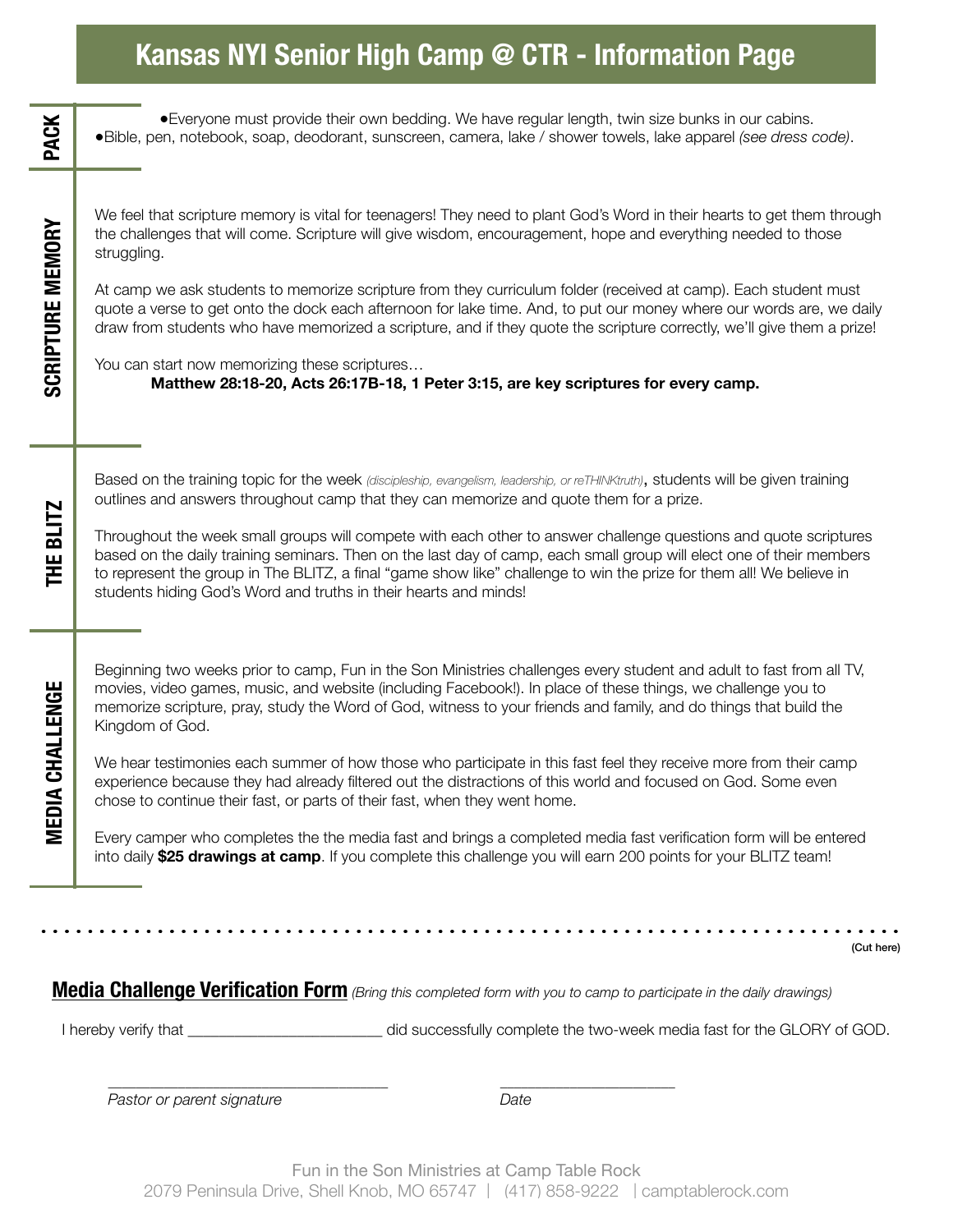# Kansas NYI Senior High Camp @ CTR - Information Page

## PACK

- Everyone must provide their own bedding. We have regular length, twin size bunks in our cabins.
- Bible, pen, notebook, soap, deodorant, sunscreen, camera, lake / shower towels, lake apparel *(see dress code)*.

## SCRIPTURE MEMORY

We feel that scripture memory is vital for teenagers! They need to plant God's Word in their hearts to get them through the challenges that will come. Scripture will give wisdom, encouragement, hope and everything needed to those struggling.

At camp we ask students to memorize scripture from they curriculum folder (received at camp). Each student must quote a verse to get onto the dock each afternoon for lake time. And, to put our money where our words are, we daily draw from students who have memorized a scripture, and if they quote the scripture correctly, we'll give them a prize!

You can start now memorizing these scriptures…

**Matthew 28:18-20, Acts 26:17B-18, 1 Peter 3:15, are key scriptures for every camp.**

## THE BLITZ

Based on the training topic for the week *(discipleship, evangelism, leadership, or reTHINKtruth)*, students will be given training outlines and answers throughout camp that they can memorize and quote them for a prize.

Throughout the week small groups will compete with each other to answer challenge questions and quote scriptures based on the daily training seminars. Then on the last day of camp, each small group will elect one of their members to represent the group in The BLITZ, a final "game show like" challenge to win the prize for them all! We believe in students hiding God's Word and truths in their hearts and minds!

## MEDIA CHALLENGE

Beginning two weeks prior to camp, Fun in the Son Ministries challenges every student and adult to fast from all TV, movies, video games, music, and website (including Facebook!). In place of these things, we challenge you to memorize scripture, pray, study the Word of God, witness to your friends and family, and do things that build the Kingdom of God.

We hear testimonies each summer of how those who participate in this fast feel they receive more from their camp experience because they had already filtered out the distractions of this world and focused on God. Some even chose to continue their fast, or parts of their fast, when they went home.

Every camper who completes the the media fast and brings a completed media fast verification form will be entered into daily **$25 drawings at camp**. If you complete this challenge you will earn 200 points for your BLITZ team!

(Cut here)

## Media Challenge Verification Form *(Bring this completed form with you to camp to participate in the daily drawings)*

I hereby verify that ________________________ did successfully complete the two-week media fast for the GLORY of GOD.

___________________________________ *Pastor or parent signature*

______________________ *Date*

Fun in the Son Ministries at Camp Table Rock
2079 Peninsula Drive, Shell Knob, MO 65747 | (417) 858-9222 | camptablerock.com